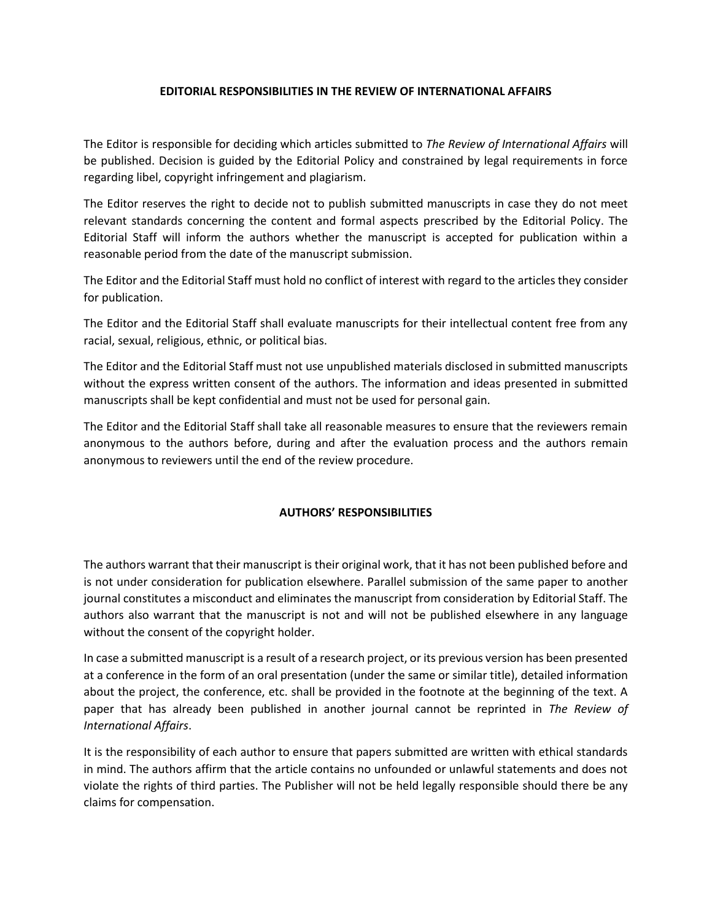## EDITORIAL RESPONSIBILITIES IN THE REVIEW OF INTERNATIONAL AFFAIRS

The Editor is responsible for deciding which articles submitted to *The Review of International Affairs* will be published. Decision is guided by the Editorial Policy and constrained by legal requirements in force regarding libel, copyright infringement and plagiarism.

The Editor reserves the right to decide not to publish submitted manuscripts in case they do not meet relevant standards concerning the content and formal aspects prescribed by the Editorial Policy. The Editorial Staff will inform the authors whether the manuscript is accepted for publication within a reasonable period from the date of the manuscript submission.

The Editor and the Editorial Staff must hold no conflict of interest with regard to the articles they consider for publication.

The Editor and the Editorial Staff shall evaluate manuscripts for their intellectual content free from any racial, sexual, religious, ethnic, or political bias.

The Editor and the Editorial Staff must not use unpublished materials disclosed in submitted manuscripts without the express written consent of the authors. The information and ideas presented in submitted manuscripts shall be kept confidential and must not be used for personal gain.

The Editor and the Editorial Staff shall take all reasonable measures to ensure that the reviewers remain anonymous to the authors before, during and after the evaluation process and the authors remain anonymous to reviewers until the end of the review procedure.

## AUTHORS' RESPONSIBILITIES

The authors warrant that their manuscript is their original work, that it has not been published before and is not under consideration for publication elsewhere. Parallel submission of the same paper to another journal constitutes a misconduct and eliminates the manuscript from consideration by Editorial Staff. The authors also warrant that the manuscript is not and will not be published elsewhere in any language without the consent of the copyright holder.

In case a submitted manuscript is a result of a research project, or its previous version has been presented at a conference in the form of an oral presentation (under the same or similar title), detailed information about the project, the conference, etc. shall be provided in the footnote at the beginning of the text. A paper that has already been published in another journal cannot be reprinted in *The Review of International Affairs*.

It is the responsibility of each author to ensure that papers submitted are written with ethical standards in mind. The authors affirm that the article contains no unfounded or unlawful statements and does not violate the rights of third parties. The Publisher will not be held legally responsible should there be any claims for compensation.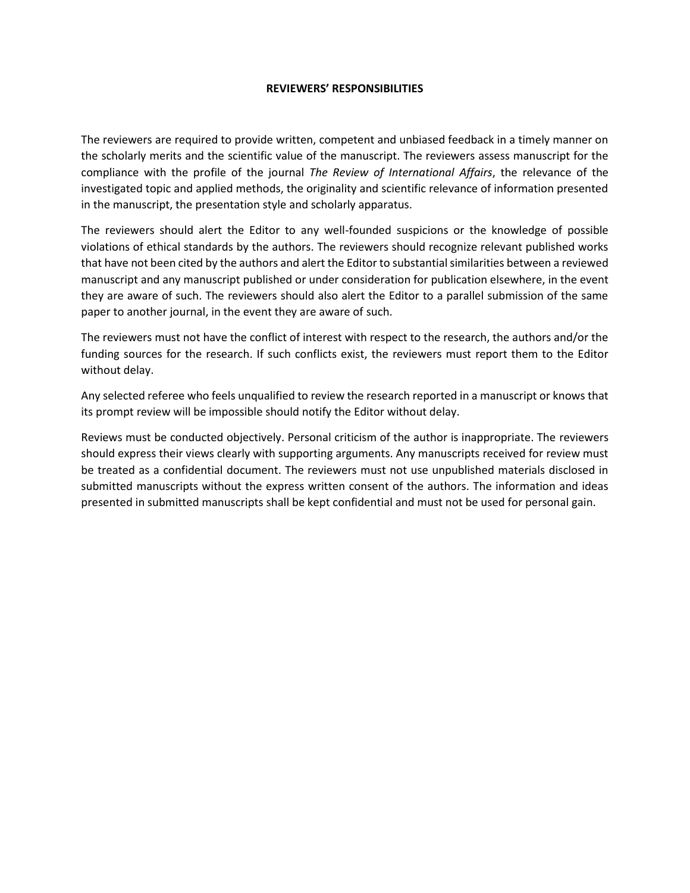## REVIEWERS' RESPONSIBILITIES

The reviewers are required to provide written, competent and unbiased feedback in a timely manner on the scholarly merits and the scientific value of the manuscript. The reviewers assess manuscript for the compliance with the profile of the journal *The Review of International Affairs*, the relevance of the investigated topic and applied methods, the originality and scientific relevance of information presented in the manuscript, the presentation style and scholarly apparatus.

The reviewers should alert the Editor to any well-founded suspicions or the knowledge of possible violations of ethical standards by the authors. The reviewers should recognize relevant published works that have not been cited by the authors and alert the Editor to substantial similarities between a reviewed manuscript and any manuscript published or under consideration for publication elsewhere, in the event they are aware of such. The reviewers should also alert the Editor to a parallel submission of the same paper to another journal, in the event they are aware of such.

The reviewers must not have the conflict of interest with respect to the research, the authors and/or the funding sources for the research. If such conflicts exist, the reviewers must report them to the Editor without delay.

Any selected referee who feels unqualified to review the research reported in a manuscript or knows that its prompt review will be impossible should notify the Editor without delay.

Reviews must be conducted objectively. Personal criticism of the author is inappropriate. The reviewers should express their views clearly with supporting arguments. Any manuscripts received for review must be treated as a confidential document. The reviewers must not use unpublished materials disclosed in submitted manuscripts without the express written consent of the authors. The information and ideas presented in submitted manuscripts shall be kept confidential and must not be used for personal gain.